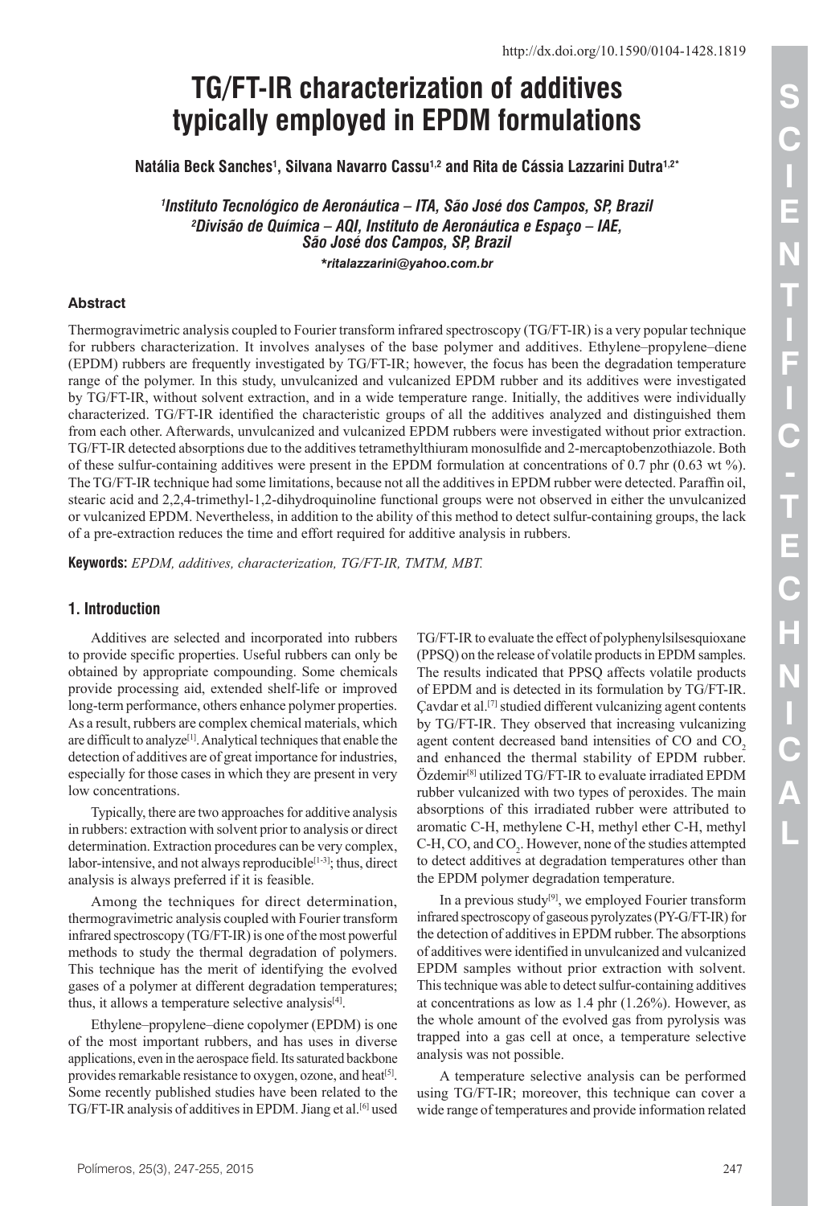http://dx.doi.org/10.1590/0104-1428.1819

# TG/FT-IR characterization of additives typically employed in EPDM formulations

**Natália Beck Sanches[1], Silvana Navarro Cassu[1,2] and Rita de Cássia Lazzarini Dutra[1,2*]**

*[1]Instituto Tecnológico de Aeronáutica – ITA, São José dos Campos, SP, Brazil*
*[2]Divisão de Química – AQI, Instituto de Aeronáutica e Espaço – IAE, São José dos Campos, SP, Brazil*

*\*ritalazzarini@yahoo.com.br*

### Abstract

Thermogravimetric analysis coupled to Fourier transform infrared spectroscopy (TG/FT-IR) is a very popular technique for rubbers characterization. It involves analyses of the base polymer and additives. Ethylene–propylene–diene (EPDM) rubbers are frequently investigated by TG/FT-IR; however, the focus has been the degradation temperature range of the polymer. In this study, unvulcanized and vulcanized EPDM rubber and its additives were investigated by TG/FT-IR, without solvent extraction, and in a wide temperature range. Initially, the additives were individually characterized. TG/FT-IR identified the characteristic groups of all the additives analyzed and distinguished them from each other. Afterwards, unvulcanized and vulcanized EPDM rubbers were investigated without prior extraction. TG/FT-IR detected absorptions due to the additives tetramethylthiuram monosulfide and 2-mercaptobenzothiazole. Both of these sulfur-containing additives were present in the EPDM formulation at concentrations of 0.7 phr (0.63 wt %). The TG/FT-IR technique had some limitations, because not all the additives in EPDM rubber were detected. Paraffin oil, stearic acid and 2,2,4-trimethyl-1,2-dihydroquinoline functional groups were not observed in either the unvulcanized or vulcanized EPDM. Nevertheless, in addition to the ability of this method to detect sulfur-containing groups, the lack of a pre-extraction reduces the time and effort required for additive analysis in rubbers.

**Keywords:** *EPDM, additives, characterization, TG/FT-IR, TMTM, MBT.*

## 1. Introduction

Additives are selected and incorporated into rubbers to provide specific properties. Useful rubbers can only be obtained by appropriate compounding. Some chemicals provide processing aid, extended shelf-life or improved long-term performance, others enhance polymer properties. As a result, rubbers are complex chemical materials, which are difficult to analyze[1]. Analytical techniques that enable the detection of additives are of great importance for industries, especially for those cases in which they are present in very low concentrations.

Typically, there are two approaches for additive analysis in rubbers: extraction with solvent prior to analysis or direct determination. Extraction procedures can be very complex, labor-intensive, and not always reproducible[1-3]; thus, direct analysis is always preferred if it is feasible.

Among the techniques for direct determination, thermogravimetric analysis coupled with Fourier transform infrared spectroscopy (TG/FT-IR) is one of the most powerful methods to study the thermal degradation of polymers. This technique has the merit of identifying the evolved gases of a polymer at different degradation temperatures; thus, it allows a temperature selective analysis[4].

Ethylene–propylene–diene copolymer (EPDM) is one of the most important rubbers, and has uses in diverse applications, even in the aerospace field. Its saturated backbone provides remarkable resistance to oxygen, ozone, and heat[5]. Some recently published studies have been related to the TG/FT-IR analysis of additives in EPDM. Jiang et al.[6] used TG/FT-IR to evaluate the effect of polyphenylsilsesquioxane (PPSQ) on the release of volatile products in EPDM samples. The results indicated that PPSQ affects volatile products of EPDM and is detected in its formulation by TG/FT-IR. Çavdar et al.[7] studied different vulcanizing agent contents by TG/FT-IR. They observed that increasing vulcanizing agent content decreased band intensities of CO and $CO_2$ and enhanced the thermal stability of EPDM rubber. Özdemir[8] utilized TG/FT-IR to evaluate irradiated EPDM rubber vulcanized with two types of peroxides. The main absorptions of this irradiated rubber were attributed to aromatic C-H, methylene C-H, methyl ether C-H, methyl C-H, CO, and $CO_2$. However, none of the studies attempted to detect additives at degradation temperatures other than the EPDM polymer degradation temperature.

In a previous study[9], we employed Fourier transform infrared spectroscopy of gaseous pyrolyzates (PY-G/FT-IR) for the detection of additives in EPDM rubber. The absorptions of additives were identified in unvulcanized and vulcanized EPDM samples without prior extraction with solvent. This technique was able to detect sulfur-containing additives at concentrations as low as 1.4 phr (1.26%). However, as the whole amount of the evolved gas from pyrolysis was trapped into a gas cell at once, a temperature selective analysis was not possible.

A temperature selective analysis can be performed using TG/FT-IR; moreover, this technique can cover a wide range of temperatures and provide information related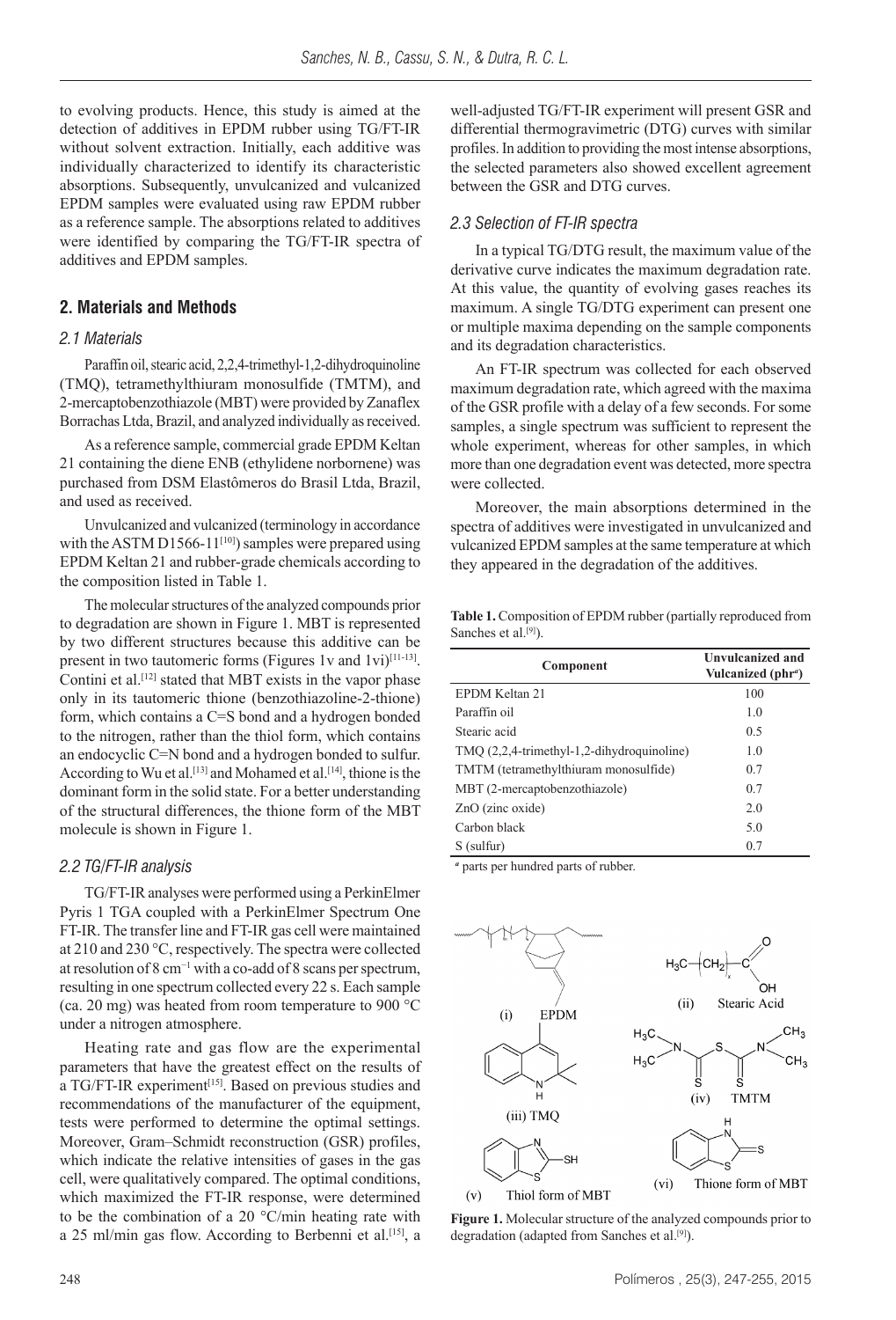to evolving products. Hence, this study is aimed at the detection of additives in EPDM rubber using TG/FT-IR without solvent extraction. Initially, each additive was individually characterized to identify its characteristic absorptions. Subsequently, unvulcanized and vulcanized EPDM samples were evaluated using raw EPDM rubber as a reference sample. The absorptions related to additives were identified by comparing the TG/FT-IR spectra of additives and EPDM samples.

## 2. Materials and Methods

### 2.1 Materials

Paraffin oil, stearic acid, 2,2,4-trimethyl-1,2-dihydroquinoline (TMQ), tetramethylthiuram monosulfide (TMTM), and 2-mercaptobenzothiazole (MBT) were provided by Zanaflex Borrachas Ltda, Brazil, and analyzed individually as received.

As a reference sample, commercial grade EPDM Keltan 21 containing the diene ENB (ethylidene norbornene) was purchased from DSM Elastômeros do Brasil Ltda, Brazil, and used as received.

Unvulcanized and vulcanized (terminology in accordance with the ASTM D1566-11[10]) samples were prepared using EPDM Keltan 21 and rubber-grade chemicals according to the composition listed in Table 1.

The molecular structures of the analyzed compounds prior to degradation are shown in Figure 1. MBT is represented by two different structures because this additive can be present in two tautomeric forms (Figures 1v and 1vi)[11-13]. Contini et al.[12] stated that MBT exists in the vapor phase only in its tautomeric thione (benzothiazoline-2-thione) form, which contains a C=S bond and a hydrogen bonded to the nitrogen, rather than the thiol form, which contains an endocyclic C=N bond and a hydrogen bonded to sulfur. According to Wu et al.[13] and Mohamed et al.[14], thione is the dominant form in the solid state. For a better understanding of the structural differences, the thione form of the MBT molecule is shown in Figure 1.

### 2.2 TG/FT-IR analysis

TG/FT-IR analyses were performed using a PerkinElmer Pyris 1 TGA coupled with a PerkinElmer Spectrum One FT-IR. The transfer line and FT-IR gas cell were maintained at 210 and 230 °C, respectively. The spectra were collected at resolution of 8 $cm^{-1}$ with a co-add of 8 scans per spectrum, resulting in one spectrum collected every 22 s. Each sample (ca. 20 mg) was heated from room temperature to 900 °C under a nitrogen atmosphere.

Heating rate and gas flow are the experimental parameters that have the greatest effect on the results of a TG/FT-IR experiment[15]. Based on previous studies and recommendations of the manufacturer of the equipment, tests were performed to determine the optimal settings. Moreover, Gram–Schmidt reconstruction (GSR) profiles, which indicate the relative intensities of gases in the gas cell, were qualitatively compared. The optimal conditions, which maximized the FT-IR response, were determined to be the combination of a 20 °C/min heating rate with a 25 ml/min gas flow. According to Berbenni et al.[15], a well-adjusted TG/FT-IR experiment will present GSR and differential thermogravimetric (DTG) curves with similar profiles. In addition to providing the most intense absorptions, the selected parameters also showed excellent agreement between the GSR and DTG curves.

### 2.3 Selection of FT-IR spectra

In a typical TG/DTG result, the maximum value of the derivative curve indicates the maximum degradation rate. At this value, the quantity of evolving gases reaches its maximum. A single TG/DTG experiment can present one or multiple maxima depending on the sample components and its degradation characteristics.

An FT-IR spectrum was collected for each observed maximum degradation rate, which agreed with the maxima of the GSR profile with a delay of a few seconds. For some samples, a single spectrum was sufficient to represent the whole experiment, whereas for other samples, in which more than one degradation event was detected, more spectra were collected.

Moreover, the main absorptions determined in the spectra of additives were investigated in unvulcanized and vulcanized EPDM samples at the same temperature at which they appeared in the degradation of the additives.

**Table 1.** Composition of EPDM rubber (partially reproduced from Sanches et al.[9]).

| Component | Unvulcanized and Vulcanized (phr[a]) |
|---|---|
| EPDM Keltan 21 | 100 |
| Paraffin oil | 1.0 |
| Stearic acid | 0.5 |
| TMQ (2,2,4-trimethyl-1,2-dihydroquinoline) | 1.0 |
| TMTM (tetramethylthiuram monosulfide) | 0.7 |
| MBT (2-mercaptobenzothiazole) | 0.7 |
| ZnO (zinc oxide) | 2.0 |
| Carbon black | 5.0 |
| S (sulfur) | 0.7 |

[a] parts per hundred parts of rubber.

**Figure 1.** Molecular structure of the analyzed compounds prior to degradation (adapted from Sanches et al.[9]).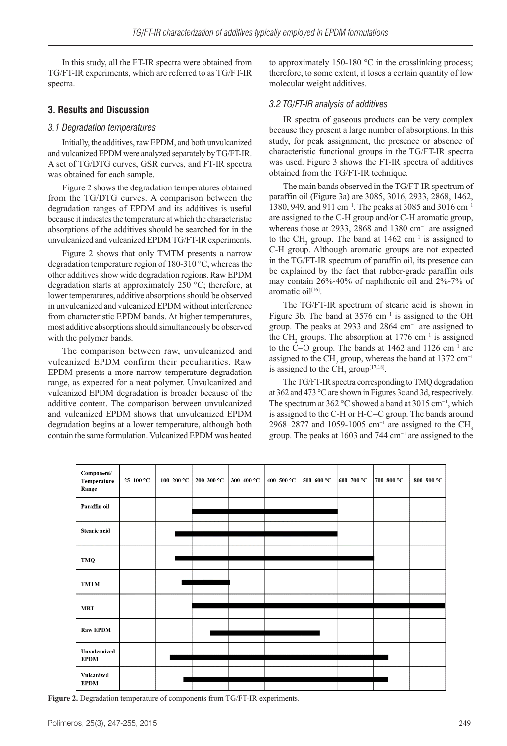In this study, all the FT-IR spectra were obtained from TG/FT-IR experiments, which are referred to as TG/FT-IR spectra.

## 3. Results and Discussion

### 3.1 Degradation temperatures

Initially, the additives, raw EPDM, and both unvulcanized and vulcanized EPDM were analyzed separately by TG/FT-IR. A set of TG/DTG curves, GSR curves, and FT-IR spectra was obtained for each sample.

Figure 2 shows the degradation temperatures obtained from the TG/DTG curves. A comparison between the degradation ranges of EPDM and its additives is useful because it indicates the temperature at which the characteristic absorptions of the additives should be searched for in the unvulcanized and vulcanized EPDM TG/FT-IR experiments.

Figure 2 shows that only TMTM presents a narrow degradation temperature region of 180-310 °C, whereas the other additives show wide degradation regions. Raw EPDM degradation starts at approximately 250 °C; therefore, at lower temperatures, additive absorptions should be observed in unvulcanized and vulcanized EPDM without interference from characteristic EPDM bands. At higher temperatures, most additive absorptions should simultaneously be observed with the polymer bands.

The comparison between raw, unvulcanized and vulcanized EPDM confirm their peculiarities. Raw EPDM presents a more narrow temperature degradation range, as expected for a neat polymer. Unvulcanized and vulcanized EPDM degradation is broader because of the additive content. The comparison between unvulcanized and vulcanized EPDM shows that unvulcanized EPDM degradation begins at a lower temperature, although both contain the same formulation. Vulcanized EPDM was heated to approximately 150-180 °C in the crosslinking process; therefore, to some extent, it loses a certain quantity of low molecular weight additives.

### 3.2 TG/FT-IR analysis of additives

IR spectra of gaseous products can be very complex because they present a large number of absorptions. In this study, for peak assignment, the presence or absence of characteristic functional groups in the TG/FT-IR spectra was used. Figure 3 shows the FT-IR spectra of additives obtained from the TG/FT-IR technique.

The main bands observed in the TG/FT-IR spectrum of paraffin oil (Figure 3a) are 3085, 3016, 2933, 2868, 1462, 1380, 949, and 911 cm$^{-1}$. The peaks at 3085 and 3016 cm$^{-1}$ are assigned to the C-H group and/or C-H aromatic group, whereas those at 2933, 2868 and 1380 cm$^{-1}$ are assigned to the $CH_3$ group. The band at 1462 cm$^{-1}$ is assigned to C-H group. Although aromatic groups are not expected in the TG/FT-IR spectrum of paraffin oil, its presence can be explained by the fact that rubber-grade paraffin oils may contain 26%-40% of naphthenic oil and 2%-7% of aromatic oil[16].

The TG/FT-IR spectrum of stearic acid is shown in Figure 3b. The band at 3576 cm$^{-1}$ is assigned to the OH group. The peaks at 2933 and 2864 cm$^{-1}$ are assigned to the $CH_2$ groups. The absorption at 1776 cm$^{-1}$ is assigned to the C=O group. The bands at 1462 and 1126 cm$^{-1}$ are assigned to the $CH_2$ group, whereas the band at 1372 cm$^{-1}$ is assigned to the $CH_3$ group[17,18].

The TG/FT-IR spectra corresponding to TMQ degradation at 362 and 473 °C are shown in Figures 3c and 3d, respectively. The spectrum at 362 °C showed a band at 3015 cm$^{-1}$, which is assigned to the C-H or H-C=C group. The bands around 2968–2877 and 1059-1005 cm$^{-1}$ are assigned to the $CH_3$ group. The peaks at 1603 and 744 cm$^{-1}$ are assigned to the

| Component/ Temperature Range | 25–100 °C | 100–200 °C | 200–300 °C | 300–400 °C | 400–500 °C | 500–600 °C | 600–700 °C | 700–800 °C | 800–900 °C |
|---|---|---|---|---|---|---|---|---|---|
| Paraffin oil | | | ■ | ■ | ■ | ■ | | | |
| Stearic acid | | ■ | ■ | ■ | ■ | ■ | | | |
| TMQ | | ■ | ■ | ■ | ■ | ■ | ■ | ■ | |
| TMTM | | ■ | ■ | | | | | | |
| MBT | | | ■ | ■ | ■ | ■ | ■ | ■ | ■ |
| Raw EPDM | | | ■ | ■ | ■ | ■ | ■ | | |
| Unvulcanized EPDM | | ■ | ■ | ■ | ■ | ■ | ■ | ■ | ■ |
| Vulcanized EPDM | | ■ | ■ | ■ | ■ | ■ | ■ | ■ | ■ |

**Figure 2.** Degradation temperature of components from TG/FT-IR experiments.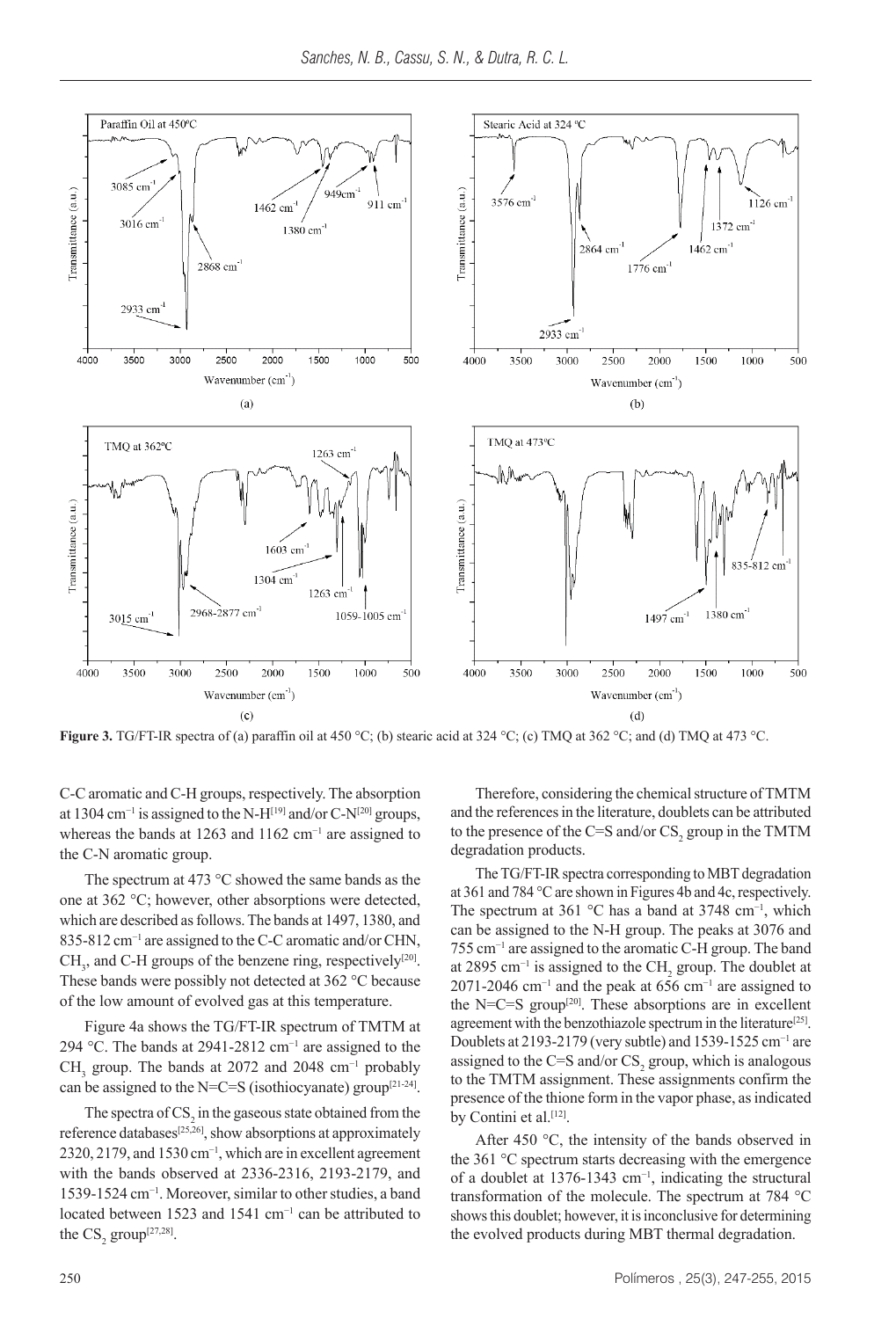**Figure 3.** TG/FT-IR spectra of (a) paraffin oil at 450 °C; (b) stearic acid at 324 °C; (c) TMQ at 362 °C; and (d) TMQ at 473 °C.

C-C aromatic and C-H groups, respectively. The absorption at 1304 $cm^{-1}$ is assigned to the N-H[19] and/or C-N[20] groups, whereas the bands at 1263 and 1162 $cm^{-1}$ are assigned to the C-N aromatic group.

The spectrum at 473 °C showed the same bands as the one at 362 °C; however, other absorptions were detected, which are described as follows. The bands at 1497, 1380, and 835-812 $cm^{-1}$ are assigned to the C-C aromatic and/or CHN, $CH_3$, and C-H groups of the benzene ring, respectively[20]. These bands were possibly not detected at 362 °C because of the low amount of evolved gas at this temperature.

Figure 4a shows the TG/FT-IR spectrum of TMTM at 294 °C. The bands at 2941-2812 $cm^{-1}$ are assigned to the $CH_3$ group. The bands at 2072 and 2048 $cm^{-1}$ probably can be assigned to the N=C=S (isothiocyanate) group[21-24].

The spectra of $CS_2$ in the gaseous state obtained from the reference databases[25,26], show absorptions at approximately 2320, 2179, and 1530 $cm^{-1}$, which are in excellent agreement with the bands observed at 2336-2316, 2193-2179, and 1539-1524 $cm^{-1}$. Moreover, similar to other studies, a band located between 1523 and 1541 $cm^{-1}$ can be attributed to the $CS_2$ group[27,28].

Therefore, considering the chemical structure of TMTM and the references in the literature, doublets can be attributed to the presence of the C=S and/or $CS_2$ group in the TMTM degradation products.

The TG/FT-IR spectra corresponding to MBT degradation at 361 and 784 °C are shown in Figures 4b and 4c, respectively. The spectrum at 361 °C has a band at 3748 $cm^{-1}$, which can be assigned to the N-H group. The peaks at 3076 and 755 $cm^{-1}$ are assigned to the aromatic C-H group. The band at 2895 $cm^{-1}$ is assigned to the $CH_2$ group. The doublet at 2071-2046 $cm^{-1}$ and the peak at 656 $cm^{-1}$ are assigned to the N=C=S group[20]. These absorptions are in excellent agreement with the benzothiazole spectrum in the literature[25]. Doublets at 2193-2179 (very subtle) and 1539-1525 $cm^{-1}$ are assigned to the C=S and/or $CS_2$ group, which is analogous to the TMTM assignment. These assignments confirm the presence of the thione form in the vapor phase, as indicated by Contini et al.[12].

After 450 °C, the intensity of the bands observed in the 361 °C spectrum starts decreasing with the emergence of a doublet at 1376-1343 $cm^{-1}$, indicating the structural transformation of the molecule. The spectrum at 784 °C shows this doublet; however, it is inconclusive for determining the evolved products during MBT thermal degradation.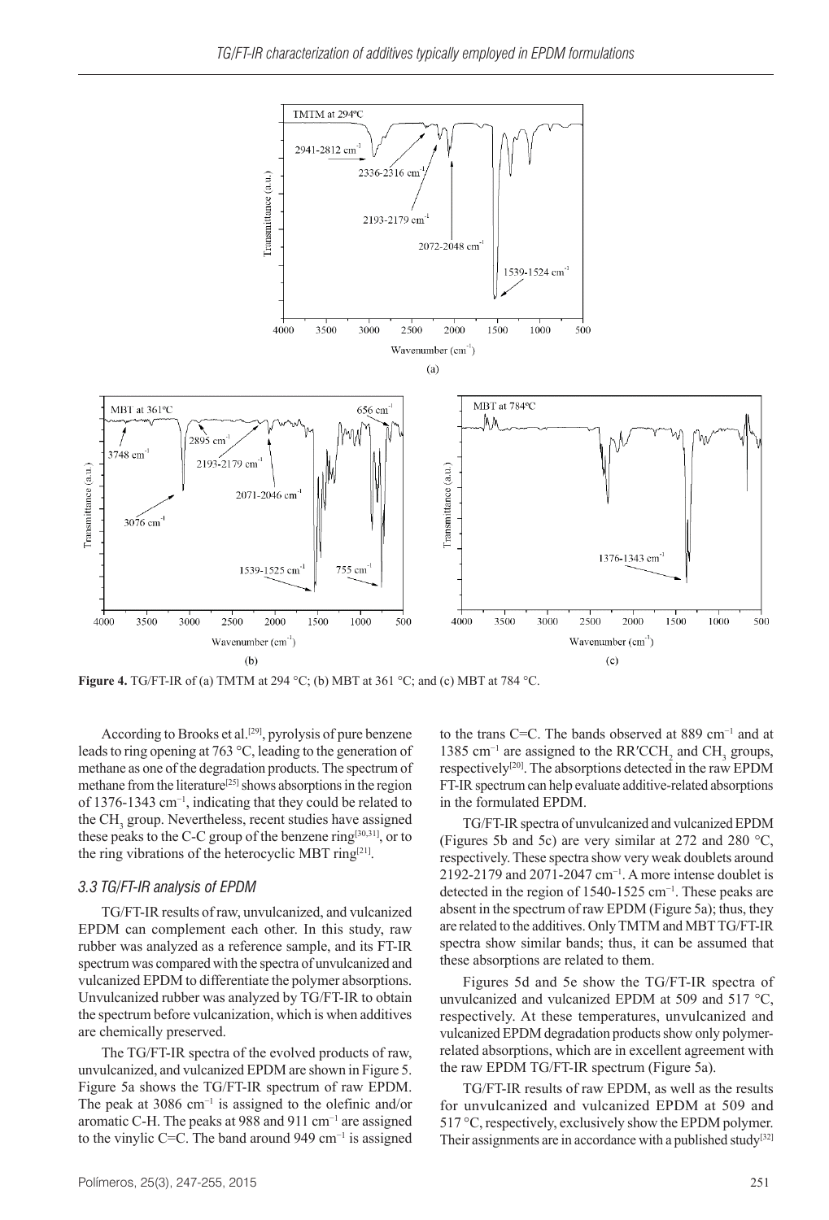**Figure 4.** TG/FT-IR of (a) TMTM at 294 °C; (b) MBT at 361 °C; and (c) MBT at 784 °C.

According to Brooks et al.[29], pyrolysis of pure benzene leads to ring opening at 763 °C, leading to the generation of methane as one of the degradation products. The spectrum of methane from the literature[25] shows absorptions in the region of 1376-1343 cm$^{-1}$, indicating that they could be related to the $CH_3$ group. Nevertheless, recent studies have assigned these peaks to the C-C group of the benzene ring[30,31], or to the ring vibrations of the heterocyclic MBT ring[21].

### 3.3 TG/FT-IR analysis of EPDM

TG/FT-IR results of raw, unvulcanized, and vulcanized EPDM can complement each other. In this study, raw rubber was analyzed as a reference sample, and its FT-IR spectrum was compared with the spectra of unvulcanized and vulcanized EPDM to differentiate the polymer absorptions. Unvulcanized rubber was analyzed by TG/FT-IR to obtain the spectrum before vulcanization, which is when additives are chemically preserved.

The TG/FT-IR spectra of the evolved products of raw, unvulcanized, and vulcanized EPDM are shown in Figure 5. Figure 5a shows the TG/FT-IR spectrum of raw EPDM. The peak at 3086 cm$^{-1}$ is assigned to the olefinic and/or aromatic C-H. The peaks at 988 and 911 cm$^{-1}$ are assigned to the vinylic C=C. The band around 949 cm$^{-1}$ is assigned to the trans C=C. The bands observed at 889 cm$^{-1}$ and at 1385 cm$^{-1}$ are assigned to the RR′CCH$_2$ and $CH_3$ groups, respectively[20]. The absorptions detected in the raw EPDM FT-IR spectrum can help evaluate additive-related absorptions in the formulated EPDM.

TG/FT-IR spectra of unvulcanized and vulcanized EPDM (Figures 5b and 5c) are very similar at 272 and 280 °C, respectively. These spectra show very weak doublets around 2192-2179 and 2071-2047 cm$^{-1}$. A more intense doublet is detected in the region of 1540-1525 cm$^{-1}$. These peaks are absent in the spectrum of raw EPDM (Figure 5a); thus, they are related to the additives. Only TMTM and MBT TG/FT-IR spectra show similar bands; thus, it can be assumed that these absorptions are related to them.

Figures 5d and 5e show the TG/FT-IR spectra of unvulcanized and vulcanized EPDM at 509 and 517 °C, respectively. At these temperatures, unvulcanized and vulcanized EPDM degradation products show only polymer-related absorptions, which are in excellent agreement with the raw EPDM TG/FT-IR spectrum (Figure 5a).

TG/FT-IR results of raw EPDM, as well as the results for unvulcanized and vulcanized EPDM at 509 and 517 °C, respectively, exclusively show the EPDM polymer. Their assignments are in accordance with a published study[32]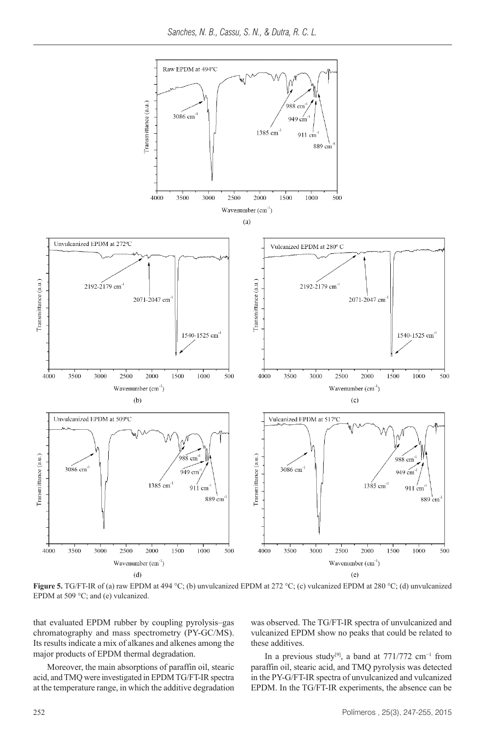**Figure 5.** TG/FT-IR of (a) raw EPDM at 494 °C; (b) unvulcanized EPDM at 272 °C; (c) vulcanized EPDM at 280 °C; (d) unvulcanized EPDM at 509 °C; and (e) vulcanized.

that evaluated EPDM rubber by coupling pyrolysis–gas chromatography and mass spectrometry (PY-GC/MS). Its results indicate a mix of alkanes and alkenes among the major products of EPDM thermal degradation.

Moreover, the main absorptions of paraffin oil, stearic acid, and TMQ were investigated in EPDM TG/FT-IR spectra at the temperature range, in which the additive degradation was observed. The TG/FT-IR spectra of unvulcanized and vulcanized EPDM show no peaks that could be related to these additives.

In a previous study[9], a band at 771/772 $cm^{-1}$ from paraffin oil, stearic acid, and TMQ pyrolysis was detected in the PY-G/FT-IR spectra of unvulcanized and vulcanized EPDM. In the TG/FT-IR experiments, the absence can be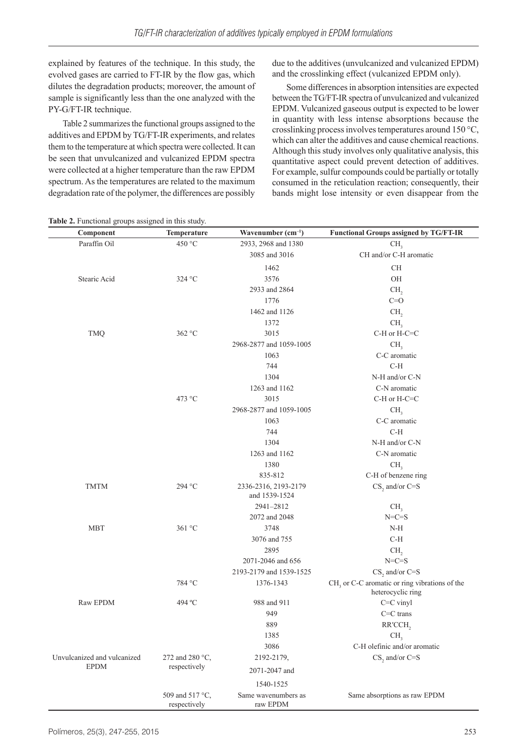explained by features of the technique. In this study, the evolved gases are carried to FT-IR by the flow gas, which dilutes the degradation products; moreover, the amount of sample is significantly less than the one analyzed with the PY-G/FT-IR technique.

Table 2 summarizes the functional groups assigned to the additives and EPDM by TG/FT-IR experiments, and relates them to the temperature at which spectra were collected. It can be seen that unvulcanized and vulcanized EPDM spectra were collected at a higher temperature than the raw EPDM spectrum. As the temperatures are related to the maximum degradation rate of the polymer, the differences are possibly due to the additives (unvulcanized and vulcanized EPDM) and the crosslinking effect (vulcanized EPDM only).

Some differences in absorption intensities are expected between the TG/FT-IR spectra of unvulcanized and vulcanized EPDM. Vulcanized gaseous output is expected to be lower in quantity with less intense absorptions because the crosslinking process involves temperatures around 150 °C, which can alter the additives and cause chemical reactions. Although this study involves only qualitative analysis, this quantitative aspect could prevent detection of additives. For example, sulfur compounds could be partially or totally consumed in the reticulation reaction; consequently, their bands might lose intensity or even disappear from the

**Table 2.** Functional groups assigned in this study.

| Component | Temperature | Wavenumber ($cm^{-1}$) | Functional Groups assigned by TG/FT-IR |
|---|---|---|---|
| Paraffin Oil | 450 °C | 2933, 2968 and 1380 | $CH_3$ |
| | | 3085 and 3016 | CH and/or C-H aromatic |
| | | 1462 | CH |
| Stearic Acid | 324 °C | 3576 | OH |
| | | 2933 and 2864 | $CH_2$ |
| | | 1776 | C=O |
| | | 1462 and 1126 | $CH_2$ |
| | | 1372 | $CH_3$ |
| TMQ | 362 °C | 3015 | C-H or H-C=C |
| | | 2968-2877 and 1059-1005 | $CH_3$ |
| | | 1063 | C-C aromatic |
| | | 744 | C-H |
| | | 1304 | N-H and/or C-N |
| | | 1263 and 1162 | C-N aromatic |
| | 473 °C | 3015 | C-H or H-C=C |
| | | 2968-2877 and 1059-1005 | $CH_3$ |
| | | 1063 | C-C aromatic |
| | | 744 | C-H |
| | | 1304 | N-H and/or C-N |
| | | 1263 and 1162 | C-N aromatic |
| | | 1380 | $CH_3$ |
| | | 835-812 | C-H of benzene ring |
| TMTM | 294 °C | 2336-2316, 2193-2179 and 1539-1524 | $CS_2$ and/or C=S |
| | | 2941–2812 | $CH_3$ |
| | | 2072 and 2048 | N=C=S |
| MBT | 361 °C | 3748 | N-H |
| | | 3076 and 755 | C-H |
| | | 2895 | $CH_2$ |
| | | 2071-2046 and 656 | N=C=S |
| | | 2193-2179 and 1539-1525 | $CS_2$ and/or C=S |
| | 784 °C | 1376-1343 | $CH_3$ or C-C aromatic or ring vibrations of the heterocyclic ring |
| Raw EPDM | 494 ºC | 988 and 911 | C=C vinyl |
| | | 949 | C=C trans |
| | | 889 | RR′CCH$_2$ |
| | | 1385 | $CH_3$ |
| | | 3086 | C-H olefinic and/or aromatic |
| Unvulcanized and vulcanized EPDM | 272 and 280 °C, respectively | 2192-2179, 2071-2047 and 1540-1525 | $CS_2$ and/or C=S |
| | 509 and 517 °C, respectively | Same wavenumbers as raw EPDM | Same absorptions as raw EPDM |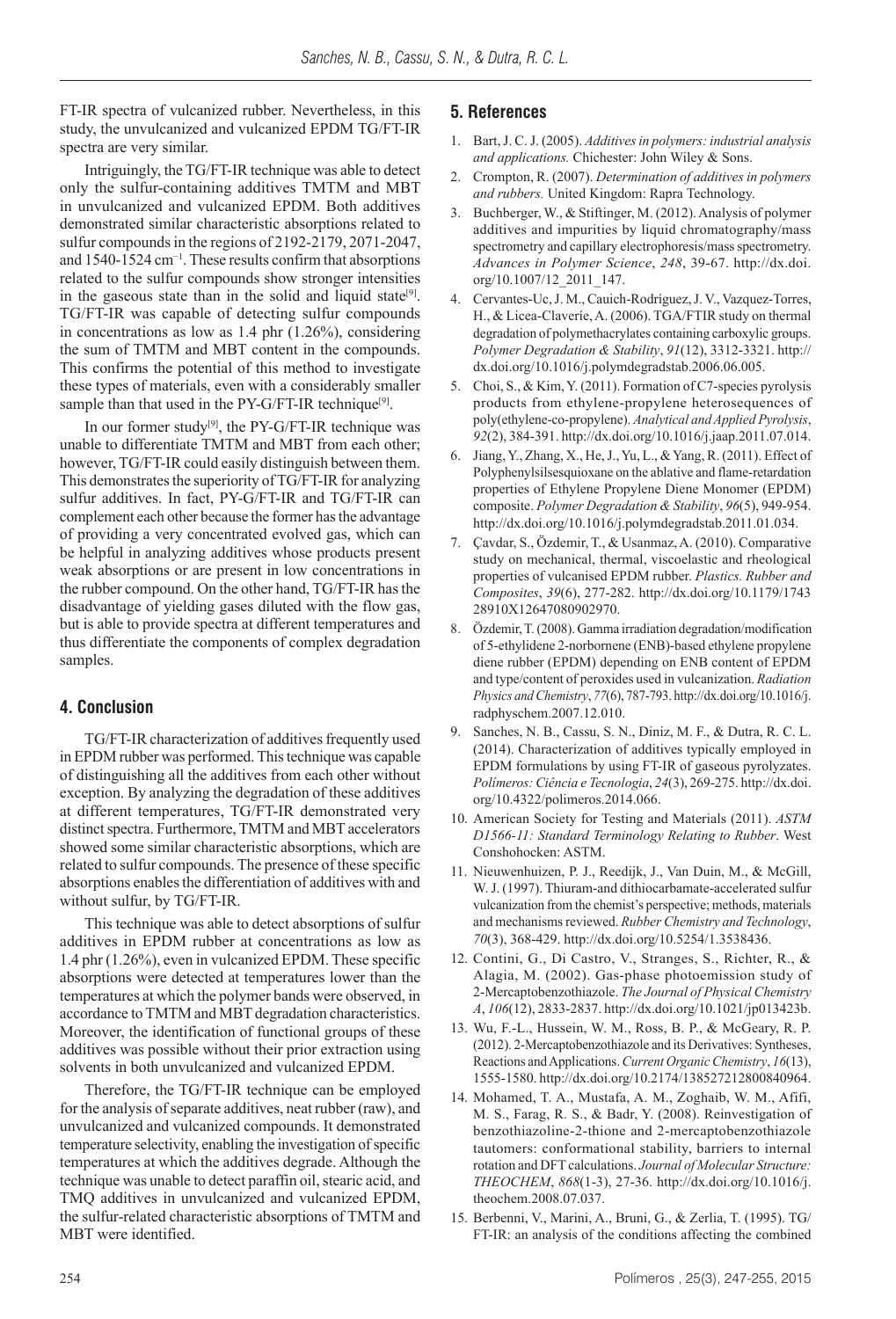FT-IR spectra of vulcanized rubber. Nevertheless, in this study, the unvulcanized and vulcanized EPDM TG/FT-IR spectra are very similar.

Intriguingly, the TG/FT-IR technique was able to detect only the sulfur-containing additives TMTM and MBT in unvulcanized and vulcanized EPDM. Both additives demonstrated similar characteristic absorptions related to sulfur compounds in the regions of 2192-2179, 2071-2047, and 1540-1524 $cm^{-1}$. These results confirm that absorptions related to the sulfur compounds show stronger intensities in the gaseous state than in the solid and liquid state[9]. TG/FT-IR was capable of detecting sulfur compounds in concentrations as low as 1.4 phr (1.26%), considering the sum of TMTM and MBT content in the compounds. This confirms the potential of this method to investigate these types of materials, even with a considerably smaller sample than that used in the PY-G/FT-IR technique[9].

In our former study[9], the PY-G/FT-IR technique was unable to differentiate TMTM and MBT from each other; however, TG/FT-IR could easily distinguish between them. This demonstrates the superiority of TG/FT-IR for analyzing sulfur additives. In fact, PY-G/FT-IR and TG/FT-IR can complement each other because the former has the advantage of providing a very concentrated evolved gas, which can be helpful in analyzing additives whose products present weak absorptions or are present in low concentrations in the rubber compound. On the other hand, TG/FT-IR has the disadvantage of yielding gases diluted with the flow gas, but is able to provide spectra at different temperatures and thus differentiate the components of complex degradation samples.

## 4. Conclusion

TG/FT-IR characterization of additives frequently used in EPDM rubber was performed. This technique was capable of distinguishing all the additives from each other without exception. By analyzing the degradation of these additives at different temperatures, TG/FT-IR demonstrated very distinct spectra. Furthermore, TMTM and MBT accelerators showed some similar characteristic absorptions, which are related to sulfur compounds. The presence of these specific absorptions enables the differentiation of additives with and without sulfur, by TG/FT-IR.

This technique was able to detect absorptions of sulfur additives in EPDM rubber at concentrations as low as 1.4 phr (1.26%), even in vulcanized EPDM. These specific absorptions were detected at temperatures lower than the temperatures at which the polymer bands were observed, in accordance to TMTM and MBT degradation characteristics. Moreover, the identification of functional groups of these additives was possible without their prior extraction using solvents in both unvulcanized and vulcanized EPDM.

Therefore, the TG/FT-IR technique can be employed for the analysis of separate additives, neat rubber (raw), and unvulcanized and vulcanized compounds. It demonstrated temperature selectivity, enabling the investigation of specific temperatures at which the additives degrade. Although the technique was unable to detect paraffin oil, stearic acid, and TMQ additives in unvulcanized and vulcanized EPDM, the sulfur-related characteristic absorptions of TMTM and MBT were identified.

## 5. References

1. Bart, J. C. J. (2005). *Additives in polymers: industrial analysis and applications.* Chichester: John Wiley & Sons.
2. Crompton, R. (2007). *Determination of additives in polymers and rubbers.* United Kingdom: Rapra Technology.
3. Buchberger, W., & Stiftinger, M. (2012). Analysis of polymer additives and impurities by liquid chromatography/mass spectrometry and capillary electrophoresis/mass spectrometry. *Advances in Polymer Science*, *248*, 39-67. http://dx.doi.org/10.1007/12_2011_147.
4. Cervantes-Uc, J. M., Cauich-Rodríguez, J. V., Vazquez-Torres, H., & Licea-Claveríe, A. (2006). TGA/FTIR study on thermal degradation of polymethacrylates containing carboxylic groups. *Polymer Degradation & Stability*, *91*(12), 3312-3321. http://dx.doi.org/10.1016/j.polymdegradstab.2006.06.005.
5. Choi, S., & Kim, Y. (2011). Formation of C7-species pyrolysis products from ethylene-propylene heterosequences of poly(ethylene-co-propylene). *Analytical and Applied Pyrolysis*, *92*(2), 384-391. http://dx.doi.org/10.1016/j.jaap.2011.07.014.
6. Jiang, Y., Zhang, X., He, J., Yu, L., & Yang, R. (2011). Effect of Polyphenylsilsesquioxane on the ablative and flame-retardation properties of Ethylene Propylene Diene Monomer (EPDM) composite. *Polymer Degradation & Stability*, *96*(5), 949-954. http://dx.doi.org/10.1016/j.polymdegradstab.2011.01.034.
7. Çavdar, S., Özdemir, T., & Usanmaz, A. (2010). Comparative study on mechanical, thermal, viscoelastic and rheological properties of vulcanised EPDM rubber. *Plastics. Rubber and Composites*, *39*(6), 277-282. http://dx.doi.org/10.1179/174328910X12647080902970.
8. Özdemir, T. (2008). Gamma irradiation degradation/modification of 5-ethylidene 2-norbornene (ENB)-based ethylene propylene diene rubber (EPDM) depending on ENB content of EPDM and type/content of peroxides used in vulcanization. *Radiation Physics and Chemistry*, *77*(6), 787-793. http://dx.doi.org/10.1016/j.radphyschem.2007.12.010.
9. Sanches, N. B., Cassu, S. N., Diniz, M. F., & Dutra, R. C. L. (2014). Characterization of additives typically employed in EPDM formulations by using FT-IR of gaseous pyrolyzates. *Polímeros: Ciência e Tecnologia*, *24*(3), 269-275. http://dx.doi.org/10.4322/polimeros.2014.066.
10. American Society for Testing and Materials (2011). *ASTM D1566-11: Standard Terminology Relating to Rubber*. West Conshohocken: ASTM.
11. Nieuwenhuizen, P. J., Reedijk, J., Van Duin, M., & McGill, W. J. (1997). Thiuram-and dithiocarbamate-accelerated sulfur vulcanization from the chemist's perspective; methods, materials and mechanisms reviewed. *Rubber Chemistry and Technology*, *70*(3), 368-429. http://dx.doi.org/10.5254/1.3538436.
12. Contini, G., Di Castro, V., Stranges, S., Richter, R., & Alagia, M. (2002). Gas-phase photoemission study of 2-Mercaptobenzothiazole. *The Journal of Physical Chemistry A*, *106*(12), 2833-2837. http://dx.doi.org/10.1021/jp013423b.
13. Wu, F.-L., Hussein, W. M., Ross, B. P., & McGeary, R. P. (2012). 2-Mercaptobenzothiazole and its Derivatives: Syntheses, Reactions and Applications. *Current Organic Chemistry*, *16*(13), 1555-1580. http://dx.doi.org/10.2174/138527212800840964.
14. Mohamed, T. A., Mustafa, A. M., Zoghaib, W. M., Afifi, M. S., Farag, R. S., & Badr, Y. (2008). Reinvestigation of benzothiazoline-2-thione and 2-mercaptobenzothiazole tautomers: conformational stability, barriers to internal rotation and DFT calculations. *Journal of Molecular Structure: THEOCHEM*, *868*(1-3), 27-36. http://dx.doi.org/10.1016/j.theochem.2008.07.037.
15. Berbenni, V., Marini, A., Bruni, G., & Zerlia, T. (1995). TG/FT-IR: an analysis of the conditions affecting the combined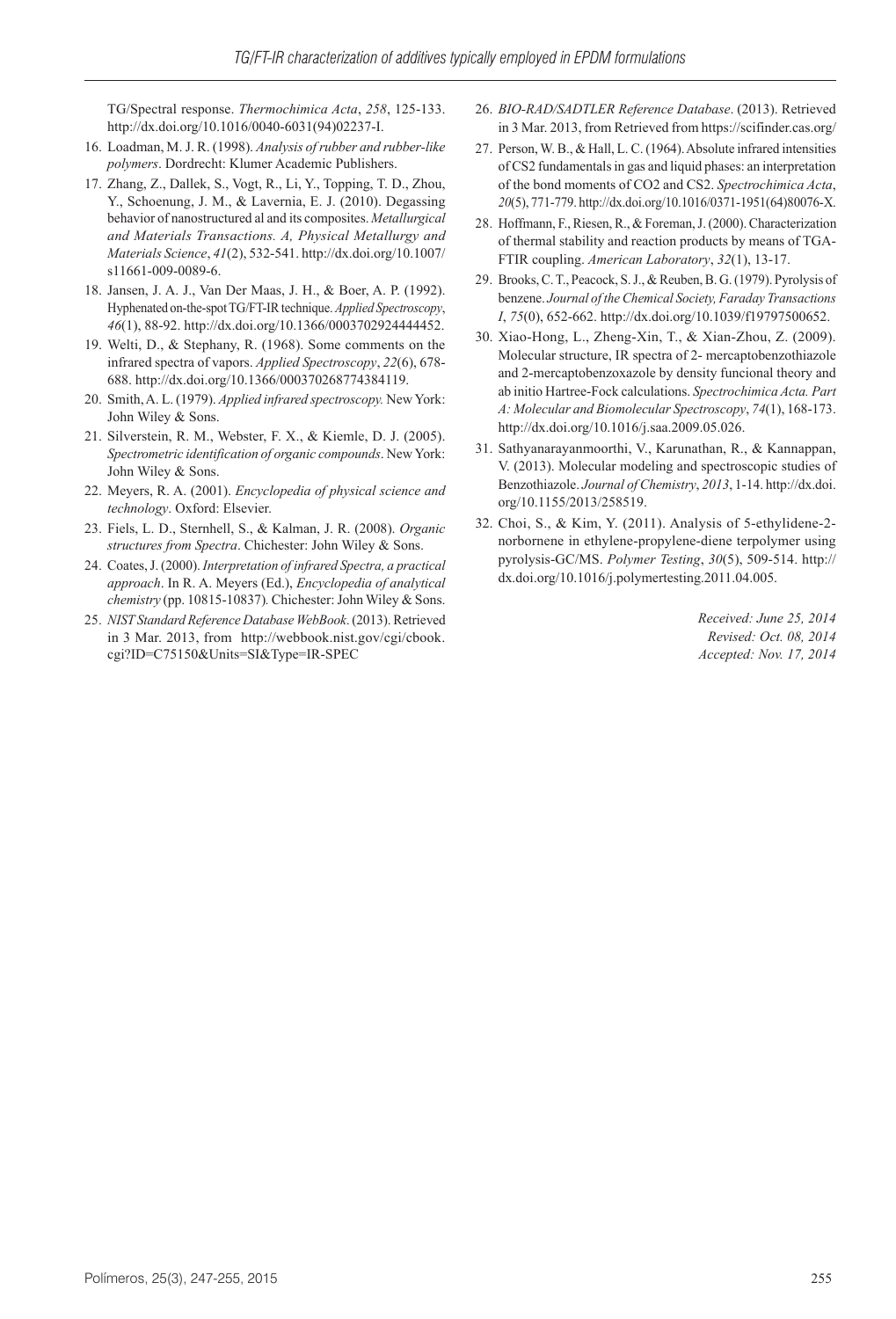TG/Spectral response. *Thermochimica Acta*, *258*, 125-133. http://dx.doi.org/10.1016/0040-6031(94)02237-I.

16. Loadman, M. J. R. (1998). *Analysis of rubber and rubber-like polymers*. Dordrecht: Klumer Academic Publishers.
17. Zhang, Z., Dallek, S., Vogt, R., Li, Y., Topping, T. D., Zhou, Y., Schoenung, J. M., & Lavernia, E. J. (2010). Degassing behavior of nanostructured al and its composites. *Metallurgical and Materials Transactions. A, Physical Metallurgy and Materials Science*, *41*(2), 532-541. http://dx.doi.org/10.1007/s11661-009-0089-6.
18. Jansen, J. A. J., Van Der Maas, J. H., & Boer, A. P. (1992). Hyphenated on-the-spot TG/FT-IR technique. *Applied Spectroscopy*, *46*(1), 88-92. http://dx.doi.org/10.1366/0003702924444452.
19. Welti, D., & Stephany, R. (1968). Some comments on the infrared spectra of vapors. *Applied Spectroscopy*, *22*(6), 678-688. http://dx.doi.org/10.1366/000370268774384119.
20. Smith, A. L. (1979). *Applied infrared spectroscopy.* New York: John Wiley & Sons.
21. Silverstein, R. M., Webster, F. X., & Kiemle, D. J. (2005). *Spectrometric identification of organic compounds*. New York: John Wiley & Sons.
22. Meyers, R. A. (2001). *Encyclopedia of physical science and technology*. Oxford: Elsevier.
23. Fiels, L. D., Sternhell, S., & Kalman, J. R. (2008). *Organic structures from Spectra*. Chichester: John Wiley & Sons.
24. Coates, J. (2000). *Interpretation of infrared Spectra, a practical approach*. In R. A. Meyers (Ed.), *Encyclopedia of analytical chemistry* (pp. 10815-10837). Chichester: John Wiley & Sons.
25. *NIST Standard Reference Database WebBook*. (2013). Retrieved in 3 Mar. 2013, from http://webbook.nist.gov/cgi/cbook.cgi?ID=C75150&Units=SI&Type=IR-SPEC
26. *BIO-RAD/SADTLER Reference Database*. (2013). Retrieved in 3 Mar. 2013, from Retrieved from https://scifinder.cas.org/
27. Person, W. B., & Hall, L. C. (1964). Absolute infrared intensities of CS2 fundamentals in gas and liquid phases: an interpretation of the bond moments of CO2 and CS2. *Spectrochimica Acta*, *20*(5), 771-779. http://dx.doi.org/10.1016/0371-1951(64)80076-X.
28. Hoffmann, F., Riesen, R., & Foreman, J. (2000). Characterization of thermal stability and reaction products by means of TGA-FTIR coupling. *American Laboratory*, *32*(1), 13-17.
29. Brooks, C. T., Peacock, S. J., & Reuben, B. G. (1979). Pyrolysis of benzene. *Journal of the Chemical Society, Faraday Transactions I*, *75*(0), 652-662. http://dx.doi.org/10.1039/f19797500652.
30. Xiao-Hong, L., Zheng-Xin, T., & Xian-Zhou, Z. (2009). Molecular structure, IR spectra of 2- mercaptobenzothiazole and 2-mercaptobenzoxazole by density funcional theory and ab initio Hartree-Fock calculations. *Spectrochimica Acta. Part A: Molecular and Biomolecular Spectroscopy*, *74*(1), 168-173. http://dx.doi.org/10.1016/j.saa.2009.05.026.
31. Sathyanarayanmoorthi, V., Karunathan, R., & Kannappan, V. (2013). Molecular modeling and spectroscopic studies of Benzothiazole. *Journal of Chemistry*, *2013*, 1-14. http://dx.doi.org/10.1155/2013/258519.
32. Choi, S., & Kim, Y. (2011). Analysis of 5-ethylidene-2-norbornene in ethylene-propylene-diene terpolymer using pyrolysis-GC/MS. *Polymer Testing*, *30*(5), 509-514. http://dx.doi.org/10.1016/j.polymertesting.2011.04.005.

*Received: June 25, 2014*
*Revised: Oct. 08, 2014*
*Accepted: Nov. 17, 2014*